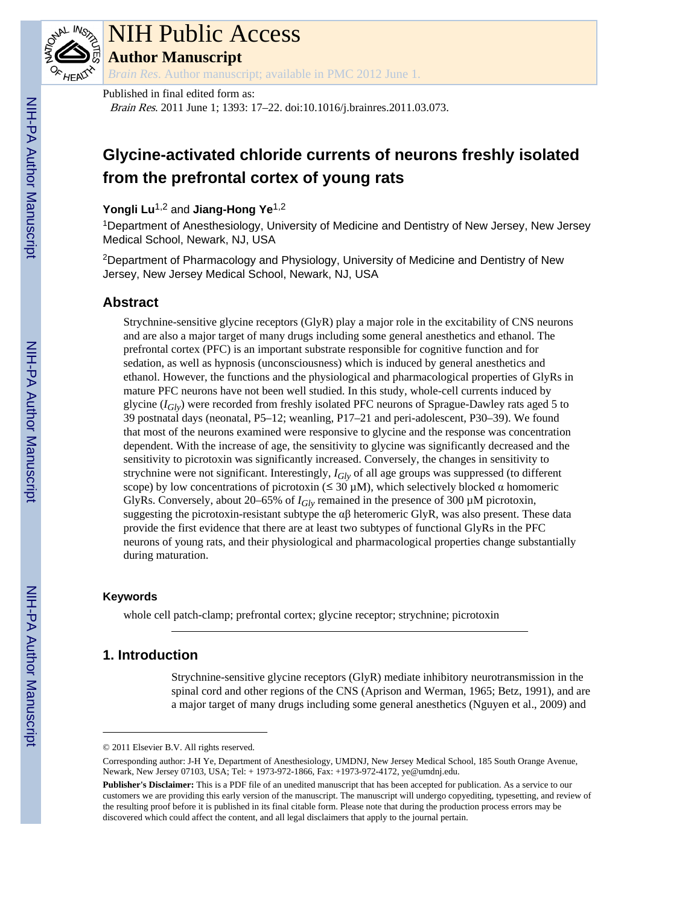# NIH Public Access

## Author Manuscript

*Brain Res*. Author manuscript; available in PMC 2012 June 1.

Published in final edited form as:

*Brain Res*. 2011 June 1; 1393: 17–22. doi:10.1016/j.brainres.2011.03.073.

# Glycine-activated chloride currents of neurons freshly isolated from the prefrontal cortex of young rats

**Yongli Lu**[1,2] and **Jiang-Hong Ye**[1,2]

[1]Department of Anesthesiology, University of Medicine and Dentistry of New Jersey, New Jersey Medical School, Newark, NJ, USA

[2]Department of Pharmacology and Physiology, University of Medicine and Dentistry of New Jersey, New Jersey Medical School, Newark, NJ, USA

## Abstract

Strychnine-sensitive glycine receptors (GlyR) play a major role in the excitability of CNS neurons and are also a major target of many drugs including some general anesthetics and ethanol. The prefrontal cortex (PFC) is an important substrate responsible for cognitive function and for sedation, as well as hypnosis (unconsciousness) which is induced by general anesthetics and ethanol. However, the functions and the physiological and pharmacological properties of GlyRs in mature PFC neurons have not been well studied. In this study, whole-cell currents induced by glycine ($I_{Gly}$) were recorded from freshly isolated PFC neurons of Sprague-Dawley rats aged 5 to 39 postnatal days (neonatal, P5–12; weanling, P17–21 and peri-adolescent, P30–39). We found that most of the neurons examined were responsive to glycine and the response was concentration dependent. With the increase of age, the sensitivity to glycine was significantly decreased and the sensitivity to picrotoxin was significantly increased. Conversely, the changes in sensitivity to strychnine were not significant. Interestingly, $I_{Gly}$ of all age groups was suppressed (to different scope) by low concentrations of picrotoxin (≤ 30 μM), which selectively blocked α homomeric GlyRs. Conversely, about 20–65% of $I_{Gly}$ remained in the presence of 300 μM picrotoxin, suggesting the picrotoxin-resistant subtype the αβ heteromeric GlyR, was also present. These data provide the first evidence that there are at least two subtypes of functional GlyRs in the PFC neurons of young rats, and their physiological and pharmacological properties change substantially during maturation.

### Keywords

whole cell patch-clamp; prefrontal cortex; glycine receptor; strychnine; picrotoxin

## 1. Introduction

Strychnine-sensitive glycine receptors (GlyR) mediate inhibitory neurotransmission in the spinal cord and other regions of the CNS (Aprison and Werman, 1965; Betz, 1991), and are a major target of many drugs including some general anesthetics (Nguyen et al., 2009) and

---

© 2011 Elsevier B.V. All rights reserved.

Corresponding author: J-H Ye, Department of Anesthesiology, UMDNJ, New Jersey Medical School, 185 South Orange Avenue, Newark, New Jersey 07103, USA; Tel: + 1973-972-1866, Fax: +1973-972-4172, ye@umdnj.edu.

**Publisher's Disclaimer:** This is a PDF file of an unedited manuscript that has been accepted for publication. As a service to our customers we are providing this early version of the manuscript. The manuscript will undergo copyediting, typesetting, and review of the resulting proof before it is published in its final citable form. Please note that during the production process errors may be discovered which could affect the content, and all legal disclaimers that apply to the journal pertain.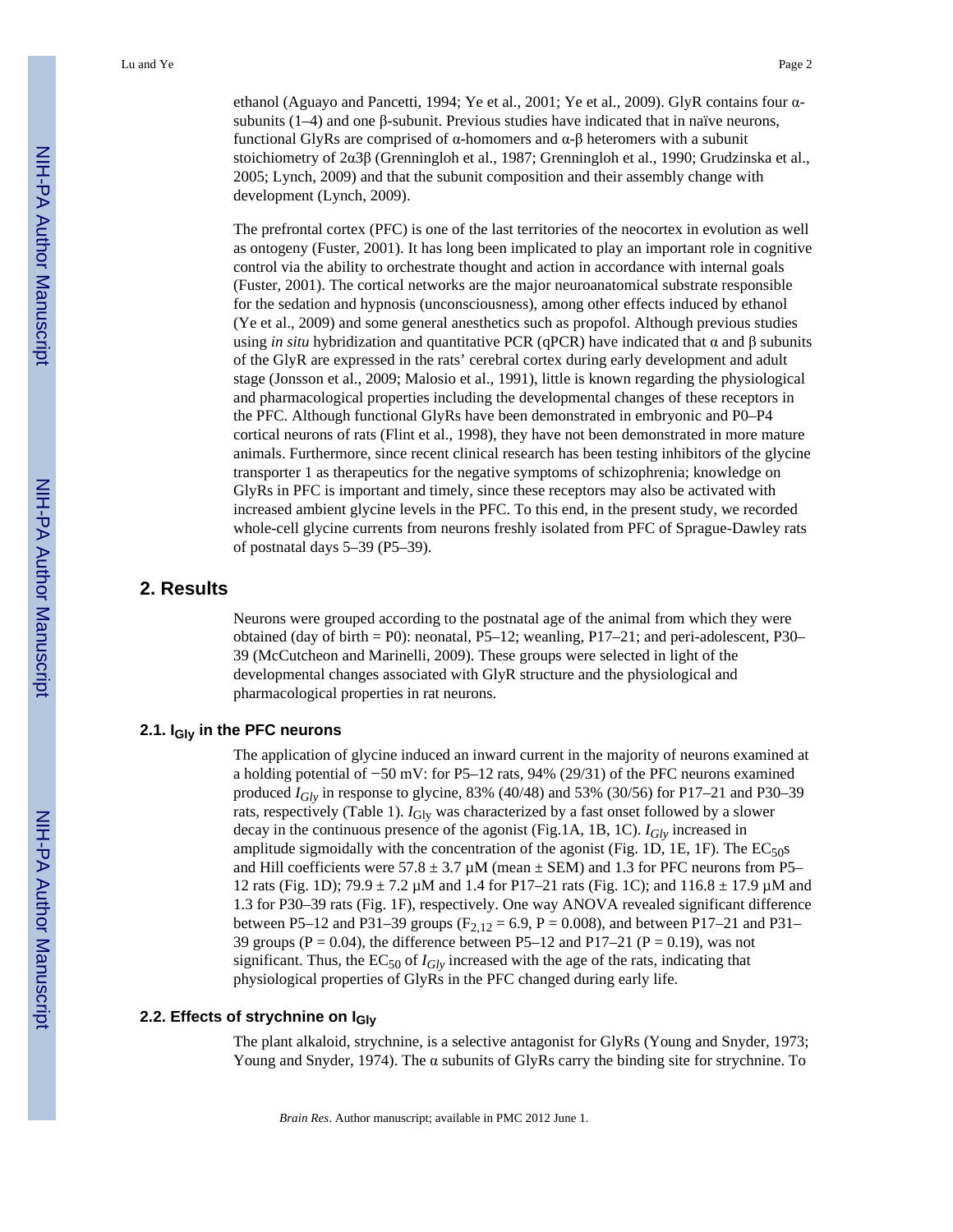ethanol (Aguayo and Pancetti, 1994; Ye et al., 2001; Ye et al., 2009). GlyR contains four α-subunits (1–4) and one β-subunit. Previous studies have indicated that in naïve neurons, functional GlyRs are comprised of α-homomers and α-β heteromers with a subunit stoichiometry of 2α3β (Grenningloh et al., 1987; Grenningloh et al., 1990; Grudzinska et al., 2005; Lynch, 2009) and that the subunit composition and their assembly change with development (Lynch, 2009).

The prefrontal cortex (PFC) is one of the last territories of the neocortex in evolution as well as ontogeny (Fuster, 2001). It has long been implicated to play an important role in cognitive control via the ability to orchestrate thought and action in accordance with internal goals (Fuster, 2001). The cortical networks are the major neuroanatomical substrate responsible for the sedation and hypnosis (unconsciousness), among other effects induced by ethanol (Ye et al., 2009) and some general anesthetics such as propofol. Although previous studies using *in situ* hybridization and quantitative PCR (qPCR) have indicated that α and β subunits of the GlyR are expressed in the rats' cerebral cortex during early development and adult stage (Jonsson et al., 2009; Malosio et al., 1991), little is known regarding the physiological and pharmacological properties including the developmental changes of these receptors in the PFC. Although functional GlyRs have been demonstrated in embryonic and P0–P4 cortical neurons of rats (Flint et al., 1998), they have not been demonstrated in more mature animals. Furthermore, since recent clinical research has been testing inhibitors of the glycine transporter 1 as therapeutics for the negative symptoms of schizophrenia; knowledge on GlyRs in PFC is important and timely, since these receptors may also be activated with increased ambient glycine levels in the PFC. To this end, in the present study, we recorded whole-cell glycine currents from neurons freshly isolated from PFC of Sprague-Dawley rats of postnatal days 5–39 (P5–39).

## 2. Results

Neurons were grouped according to the postnatal age of the animal from which they were obtained (day of birth = P0): neonatal, P5–12; weanling, P17–21; and peri-adolescent, P30–39 (McCutcheon and Marinelli, 2009). These groups were selected in light of the developmental changes associated with GlyR structure and the physiological and pharmacological properties in rat neurons.

### 2.1. $I_{Gly}$ in the PFC neurons

The application of glycine induced an inward current in the majority of neurons examined at a holding potential of −50 mV: for P5–12 rats, 94% (29/31) of the PFC neurons examined produced $I_{Gly}$ in response to glycine, 83% (40/48) and 53% (30/56) for P17–21 and P30–39 rats, respectively (Table 1). $I_{Gly}$ was characterized by a fast onset followed by a slower decay in the continuous presence of the agonist (Fig.1A, 1B, 1C). $I_{Gly}$ increased in amplitude sigmoidally with the concentration of the agonist (Fig. 1D, 1E, 1F). The $EC_{50}$s and Hill coefficients were 57.8 ± 3.7 μM (mean ± SEM) and 1.3 for PFC neurons from P5–12 rats (Fig. 1D); 79.9 ± 7.2 μM and 1.4 for P17–21 rats (Fig. 1C); and 116.8 ± 17.9 μM and 1.3 for P30–39 rats (Fig. 1F), respectively. One way ANOVA revealed significant difference between P5–12 and P31–39 groups ($F_{2,12} = 6.9$, $P = 0.008$), and between P17–21 and P31–39 groups ($P = 0.04$), the difference between P5–12 and P17–21 ($P = 0.19$), was not significant. Thus, the $EC_{50}$ of $I_{Gly}$ increased with the age of the rats, indicating that physiological properties of GlyRs in the PFC changed during early life.

### 2.2. Effects of strychnine on $I_{Gly}$

The plant alkaloid, strychnine, is a selective antagonist for GlyRs (Young and Snyder, 1973; Young and Snyder, 1974). The α subunits of GlyRs carry the binding site for strychnine. To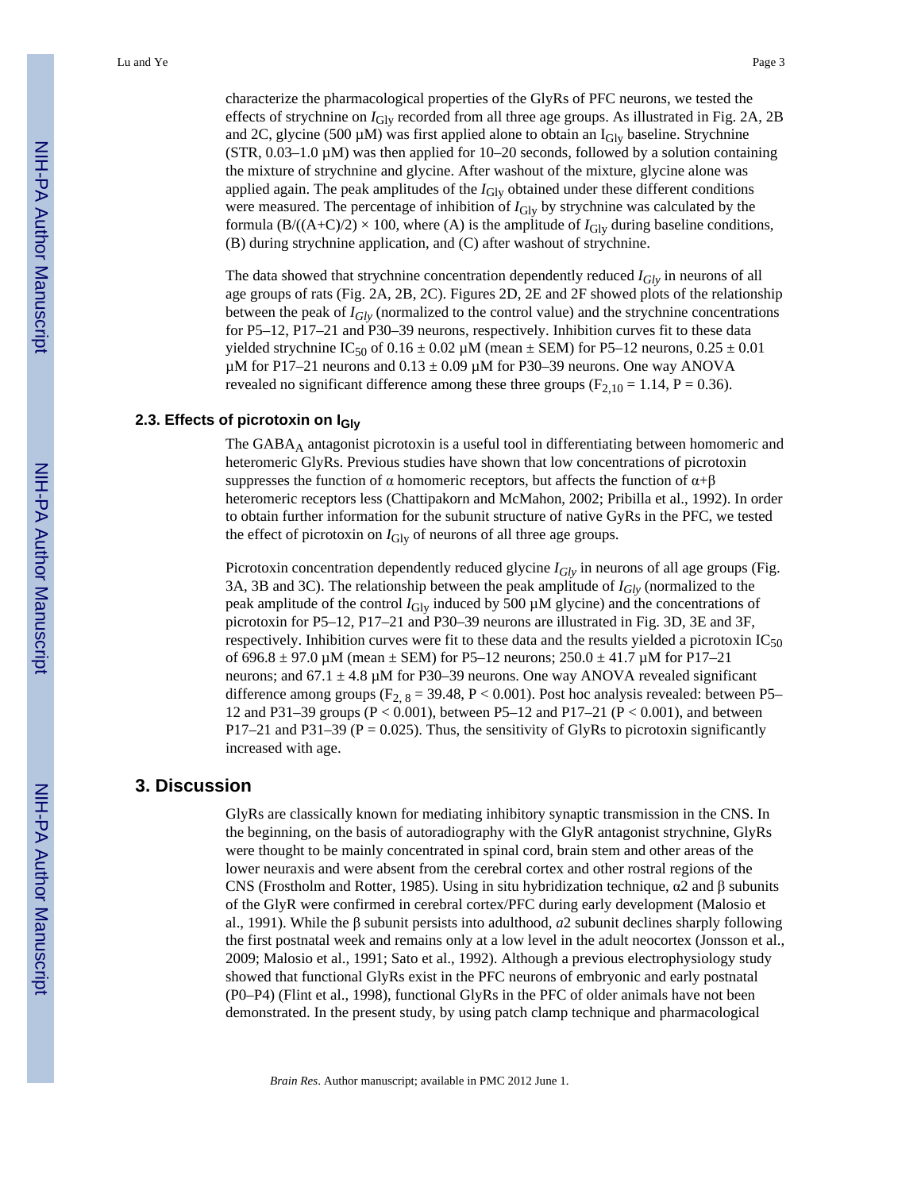characterize the pharmacological properties of the GlyRs of PFC neurons, we tested the effects of strychnine on $I_{Gly}$ recorded from all three age groups. As illustrated in Fig. 2A, 2B and 2C, glycine (500 μM) was first applied alone to obtain an $I_{Gly}$ baseline. Strychnine (STR, 0.03–1.0 μM) was then applied for 10–20 seconds, followed by a solution containing the mixture of strychnine and glycine. After washout of the mixture, glycine alone was applied again. The peak amplitudes of the $I_{Gly}$ obtained under these different conditions were measured. The percentage of inhibition of $I_{Gly}$ by strychnine was calculated by the formula $(B/((A+C)/2) \times 100$, where (A) is the amplitude of $I_{Gly}$ during baseline conditions, (B) during strychnine application, and (C) after washout of strychnine.

The data showed that strychnine concentration dependently reduced $I_{Gly}$ in neurons of all age groups of rats (Fig. 2A, 2B, 2C). Figures 2D, 2E and 2F showed plots of the relationship between the peak of $I_{Gly}$ (normalized to the control value) and the strychnine concentrations for P5–12, P17–21 and P30–39 neurons, respectively. Inhibition curves fit to these data yielded strychnine $IC_{50}$ of 0.16 ± 0.02 μM (mean ± SEM) for P5–12 neurons, 0.25 ± 0.01 μM for P17–21 neurons and 0.13 ± 0.09 μM for P30–39 neurons. One way ANOVA revealed no significant difference among these three groups ($F_{2,10} = 1.14$, $P = 0.36$).

### 2.3. Effects of picrotoxin on $I_{Gly}$

The $GABA_A$ antagonist picrotoxin is a useful tool in differentiating between homomeric and heteromeric GlyRs. Previous studies have shown that low concentrations of picrotoxin suppresses the function of α homomeric receptors, but affects the function of α+β heteromeric receptors less (Chattipakorn and McMahon, 2002; Pribilla et al., 1992). In order to obtain further information for the subunit structure of native GyRs in the PFC, we tested the effect of picrotoxin on $I_{Gly}$ of neurons of all three age groups.

Picrotoxin concentration dependently reduced glycine $I_{Gly}$ in neurons of all age groups (Fig. 3A, 3B and 3C). The relationship between the peak amplitude of $I_{Gly}$ (normalized to the peak amplitude of the control $I_{Gly}$ induced by 500 μM glycine) and the concentrations of picrotoxin for P5–12, P17–21 and P30–39 neurons are illustrated in Fig. 3D, 3E and 3F, respectively. Inhibition curves were fit to these data and the results yielded a picrotoxin $IC_{50}$ of 696.8 ± 97.0 μM (mean ± SEM) for P5–12 neurons; 250.0 ± 41.7 μM for P17–21 neurons; and 67.1 ± 4.8 μM for P30–39 neurons. One way ANOVA revealed significant difference among groups ($F_{2,8} = 39.48$, $P < 0.001$). Post hoc analysis revealed: between P5–12 and P31–39 groups ($P < 0.001$), between P5–12 and P17–21 ($P < 0.001$), and between P17–21 and P31–39 ($P = 0.025$). Thus, the sensitivity of GlyRs to picrotoxin significantly increased with age.

## 3. Discussion

GlyRs are classically known for mediating inhibitory synaptic transmission in the CNS. In the beginning, on the basis of autoradiography with the GlyR antagonist strychnine, GlyRs were thought to be mainly concentrated in spinal cord, brain stem and other areas of the lower neuraxis and were absent from the cerebral cortex and other rostral regions of the CNS (Frostholm and Rotter, 1985). Using in situ hybridization technique, α2 and β subunits of the GlyR were confirmed in cerebral cortex/PFC during early development (Malosio et al., 1991). While the β subunit persists into adulthood, *a*2 subunit declines sharply following the first postnatal week and remains only at a low level in the adult neocortex (Jonsson et al., 2009; Malosio et al., 1991; Sato et al., 1992). Although a previous electrophysiology study showed that functional GlyRs exist in the PFC neurons of embryonic and early postnatal (P0–P4) (Flint et al., 1998), functional GlyRs in the PFC of older animals have not been demonstrated. In the present study, by using patch clamp technique and pharmacological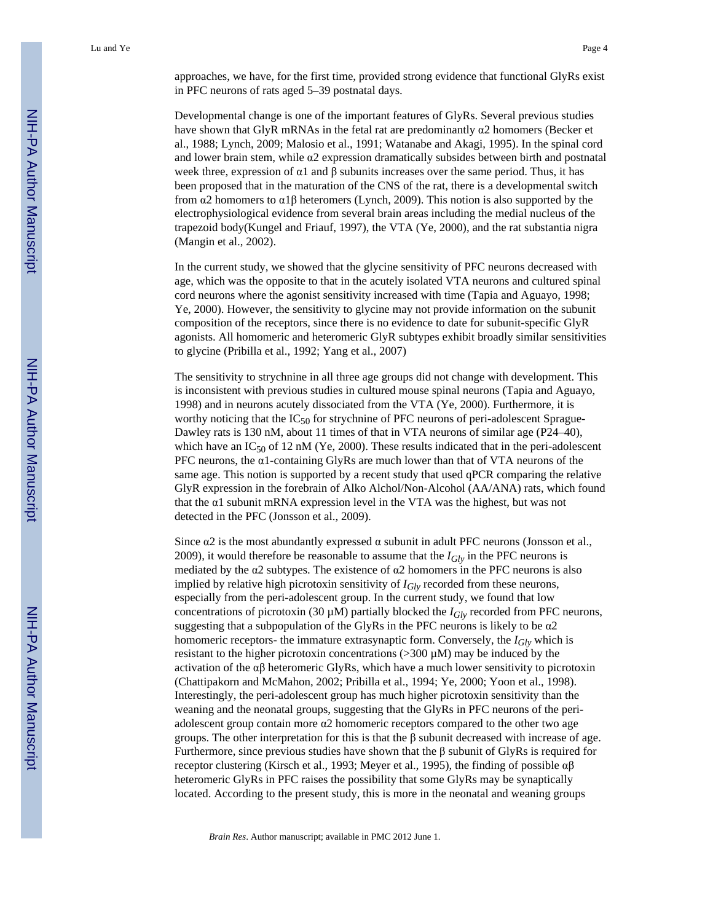approaches, we have, for the first time, provided strong evidence that functional GlyRs exist in PFC neurons of rats aged 5–39 postnatal days.

Developmental change is one of the important features of GlyRs. Several previous studies have shown that GlyR mRNAs in the fetal rat are predominantly α2 homomers (Becker et al., 1988; Lynch, 2009; Malosio et al., 1991; Watanabe and Akagi, 1995). In the spinal cord and lower brain stem, while α2 expression dramatically subsides between birth and postnatal week three, expression of α1 and β subunits increases over the same period. Thus, it has been proposed that in the maturation of the CNS of the rat, there is a developmental switch from α2 homomers to α1β heteromers (Lynch, 2009). This notion is also supported by the electrophysiological evidence from several brain areas including the medial nucleus of the trapezoid body(Kungel and Friauf, 1997), the VTA (Ye, 2000), and the rat substantia nigra (Mangin et al., 2002).

In the current study, we showed that the glycine sensitivity of PFC neurons decreased with age, which was the opposite to that in the acutely isolated VTA neurons and cultured spinal cord neurons where the agonist sensitivity increased with time (Tapia and Aguayo, 1998; Ye, 2000). However, the sensitivity to glycine may not provide information on the subunit composition of the receptors, since there is no evidence to date for subunit-specific GlyR agonists. All homomeric and heteromeric GlyR subtypes exhibit broadly similar sensitivities to glycine (Pribilla et al., 1992; Yang et al., 2007)

The sensitivity to strychnine in all three age groups did not change with development. This is inconsistent with previous studies in cultured mouse spinal neurons (Tapia and Aguayo, 1998) and in neurons acutely dissociated from the VTA (Ye, 2000). Furthermore, it is worthy noticing that the $IC_{50}$ for strychnine of PFC neurons of peri-adolescent Sprague-Dawley rats is 130 nM, about 11 times of that in VTA neurons of similar age (P24–40), which have an $IC_{50}$ of 12 nM (Ye, 2000). These results indicated that in the peri-adolescent PFC neurons, the α1-containing GlyRs are much lower than that of VTA neurons of the same age. This notion is supported by a recent study that used qPCR comparing the relative GlyR expression in the forebrain of Alko Alchol/Non-Alcohol (AA/ANA) rats, which found that the α1 subunit mRNA expression level in the VTA was the highest, but was not detected in the PFC (Jonsson et al., 2009).

Since α2 is the most abundantly expressed α subunit in adult PFC neurons (Jonsson et al., 2009), it would therefore be reasonable to assume that the $I_{Gly}$ in the PFC neurons is mediated by the α2 subtypes. The existence of α2 homomers in the PFC neurons is also implied by relative high picrotoxin sensitivity of $I_{Gly}$ recorded from these neurons, especially from the peri-adolescent group. In the current study, we found that low concentrations of picrotoxin (30 μM) partially blocked the $I_{Gly}$ recorded from PFC neurons, suggesting that a subpopulation of the GlyRs in the PFC neurons is likely to be α2 homomeric receptors- the immature extrasynaptic form. Conversely, the $I_{Gly}$ which is resistant to the higher picrotoxin concentrations (>300 μM) may be induced by the activation of the αβ heteromeric GlyRs, which have a much lower sensitivity to picrotoxin (Chattipakorn and McMahon, 2002; Pribilla et al., 1994; Ye, 2000; Yoon et al., 1998). Interestingly, the peri-adolescent group has much higher picrotoxin sensitivity than the weaning and the neonatal groups, suggesting that the GlyRs in PFC neurons of the peri-adolescent group contain more α2 homomeric receptors compared to the other two age groups. The other interpretation for this is that the β subunit decreased with increase of age. Furthermore, since previous studies have shown that the β subunit of GlyRs is required for receptor clustering (Kirsch et al., 1993; Meyer et al., 1995), the finding of possible αβ heteromeric GlyRs in PFC raises the possibility that some GlyRs may be synaptically located. According to the present study, this is more in the neonatal and weaning groups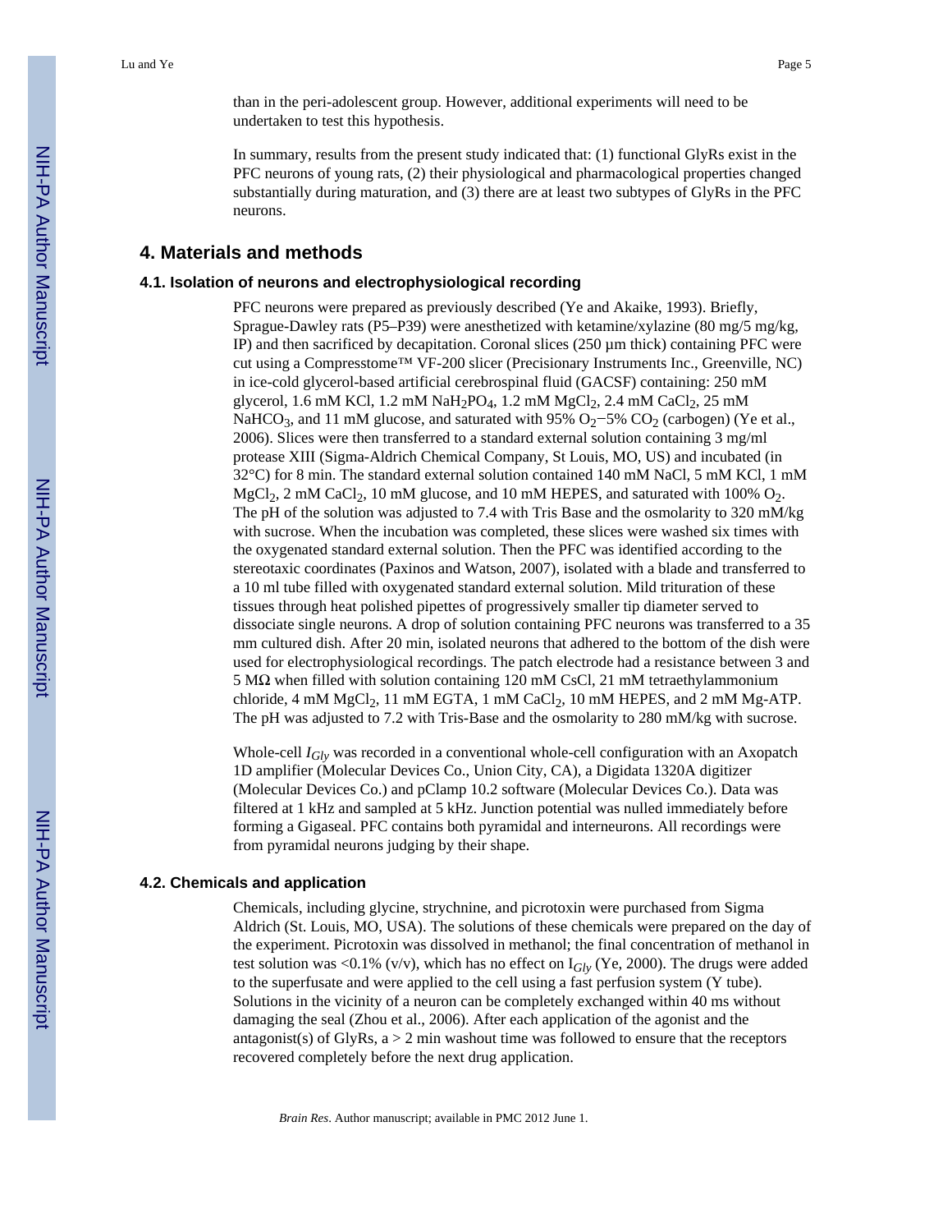than in the peri-adolescent group. However, additional experiments will need to be undertaken to test this hypothesis.

In summary, results from the present study indicated that: (1) functional GlyRs exist in the PFC neurons of young rats, (2) their physiological and pharmacological properties changed substantially during maturation, and (3) there are at least two subtypes of GlyRs in the PFC neurons.

## 4. Materials and methods

### 4.1. Isolation of neurons and electrophysiological recording

PFC neurons were prepared as previously described (Ye and Akaike, 1993). Briefly, Sprague-Dawley rats (P5–P39) were anesthetized with ketamine/xylazine (80 mg/5 mg/kg, IP) and then sacrificed by decapitation. Coronal slices (250 μm thick) containing PFC were cut using a Compresstome™ VF-200 slicer (Precisionary Instruments Inc., Greenville, NC) in ice-cold glycerol-based artificial cerebrospinal fluid (GACSF) containing: 250 mM glycerol, 1.6 mM KCl, 1.2 mM $NaH_2PO_4$, 1.2 mM $MgCl_2$, 2.4 mM $CaCl_2$, 25 mM $NaHCO_3$, and 11 mM glucose, and saturated with 95% $O_2$−5% $CO_2$ (carbogen) (Ye et al., 2006). Slices were then transferred to a standard external solution containing 3 mg/ml protease XIII (Sigma-Aldrich Chemical Company, St Louis, MO, US) and incubated (in 32°C) for 8 min. The standard external solution contained 140 mM NaCl, 5 mM KCl, 1 mM $MgCl_2$, 2 mM $CaCl_2$, 10 mM glucose, and 10 mM HEPES, and saturated with 100% $O_2$. The pH of the solution was adjusted to 7.4 with Tris Base and the osmolarity to 320 mM/kg with sucrose. When the incubation was completed, these slices were washed six times with the oxygenated standard external solution. Then the PFC was identified according to the stereotaxic coordinates (Paxinos and Watson, 2007), isolated with a blade and transferred to a 10 ml tube filled with oxygenated standard external solution. Mild trituration of these tissues through heat polished pipettes of progressively smaller tip diameter served to dissociate single neurons. A drop of solution containing PFC neurons was transferred to a 35 mm cultured dish. After 20 min, isolated neurons that adhered to the bottom of the dish were used for electrophysiological recordings. The patch electrode had a resistance between 3 and 5 MΩ when filled with solution containing 120 mM CsCl, 21 mM tetraethylammonium chloride, 4 mM $MgCl_2$, 11 mM EGTA, 1 mM $CaCl_2$, 10 mM HEPES, and 2 mM Mg-ATP. The pH was adjusted to 7.2 with Tris-Base and the osmolarity to 280 mM/kg with sucrose.

Whole-cell $I_{Gly}$ was recorded in a conventional whole-cell configuration with an Axopatch 1D amplifier (Molecular Devices Co., Union City, CA), a Digidata 1320A digitizer (Molecular Devices Co.) and pClamp 10.2 software (Molecular Devices Co.). Data was filtered at 1 kHz and sampled at 5 kHz. Junction potential was nulled immediately before forming a Gigaseal. PFC contains both pyramidal and interneurons. All recordings were from pyramidal neurons judging by their shape.

### 4.2. Chemicals and application

Chemicals, including glycine, strychnine, and picrotoxin were purchased from Sigma Aldrich (St. Louis, MO, USA). The solutions of these chemicals were prepared on the day of the experiment. Picrotoxin was dissolved in methanol; the final concentration of methanol in test solution was <0.1% (v/v), which has no effect on $I_{Gly}$ (Ye, 2000). The drugs were added to the superfusate and were applied to the cell using a fast perfusion system (Y tube). Solutions in the vicinity of a neuron can be completely exchanged within 40 ms without damaging the seal (Zhou et al., 2006). After each application of the agonist and the antagonist(s) of GlyRs, a > 2 min washout time was followed to ensure that the receptors recovered completely before the next drug application.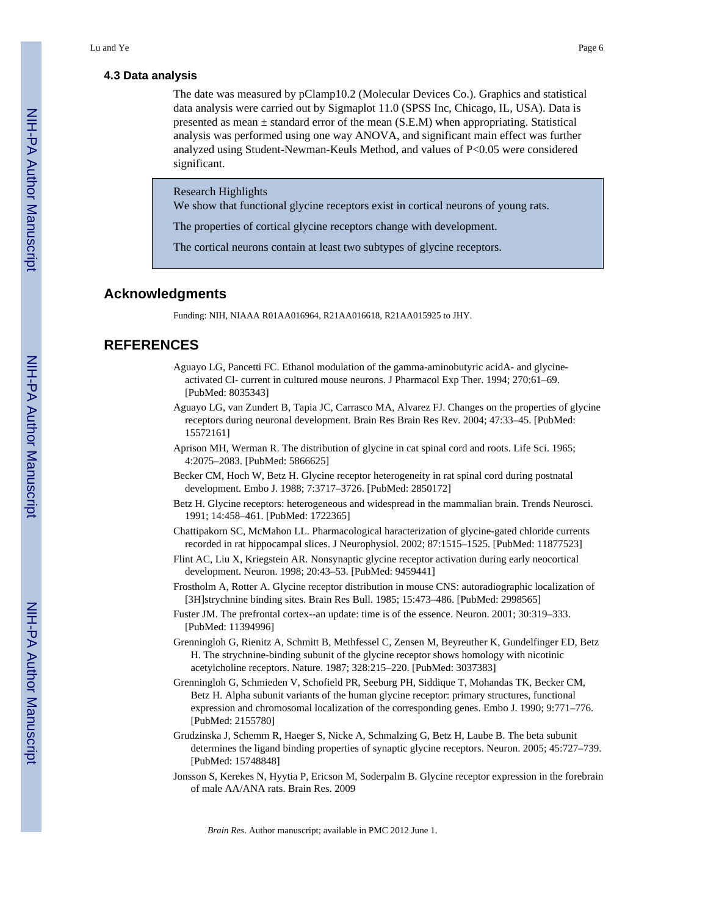### 4.3 Data analysis

The date was measured by pClamp10.2 (Molecular Devices Co.). Graphics and statistical data analysis were carried out by Sigmaplot 11.0 (SPSS Inc, Chicago, IL, USA). Data is presented as mean ± standard error of the mean (S.E.M) when appropriating. Statistical analysis was performed using one way ANOVA, and significant main effect was further analyzed using Student-Newman-Keuls Method, and values of $P<0.05$ were considered significant.

> Research Highlights
>
> We show that functional glycine receptors exist in cortical neurons of young rats.
>
> The properties of cortical glycine receptors change with development.
>
> The cortical neurons contain at least two subtypes of glycine receptors.

## Acknowledgments

Funding: NIH, NIAAA R01AA016964, R21AA016618, R21AA015925 to JHY.

## REFERENCES

Aguayo LG, Pancetti FC. Ethanol modulation of the gamma-aminobutyric acidA- and glycine-activated Cl- current in cultured mouse neurons. J Pharmacol Exp Ther. 1994; 270:61–69. [PubMed: 8035343]

Aguayo LG, van Zundert B, Tapia JC, Carrasco MA, Alvarez FJ. Changes on the properties of glycine receptors during neuronal development. Brain Res Brain Res Rev. 2004; 47:33–45. [PubMed: 15572161]

Aprison MH, Werman R. The distribution of glycine in cat spinal cord and roots. Life Sci. 1965; 4:2075–2083. [PubMed: 5866625]

Becker CM, Hoch W, Betz H. Glycine receptor heterogeneity in rat spinal cord during postnatal development. Embo J. 1988; 7:3717–3726. [PubMed: 2850172]

Betz H. Glycine receptors: heterogeneous and widespread in the mammalian brain. Trends Neurosci. 1991; 14:458–461. [PubMed: 1722365]

Chattipakorn SC, McMahon LL. Pharmacological haracterization of glycine-gated chloride currents recorded in rat hippocampal slices. J Neurophysiol. 2002; 87:1515–1525. [PubMed: 11877523]

Flint AC, Liu X, Kriegstein AR. Nonsynaptic glycine receptor activation during early neocortical development. Neuron. 1998; 20:43–53. [PubMed: 9459441]

Frostholm A, Rotter A. Glycine receptor distribution in mouse CNS: autoradiographic localization of [3H]strychnine binding sites. Brain Res Bull. 1985; 15:473–486. [PubMed: 2998565]

Fuster JM. The prefrontal cortex--an update: time is of the essence. Neuron. 2001; 30:319–333. [PubMed: 11394996]

Grenningloh G, Rienitz A, Schmitt B, Methfessel C, Zensen M, Beyreuther K, Gundelfinger ED, Betz H. The strychnine-binding subunit of the glycine receptor shows homology with nicotinic acetylcholine receptors. Nature. 1987; 328:215–220. [PubMed: 3037383]

Grenningloh G, Schmieden V, Schofield PR, Seeburg PH, Siddique T, Mohandas TK, Becker CM, Betz H. Alpha subunit variants of the human glycine receptor: primary structures, functional expression and chromosomal localization of the corresponding genes. Embo J. 1990; 9:771–776. [PubMed: 2155780]

Grudzinska J, Schemm R, Haeger S, Nicke A, Schmalzing G, Betz H, Laube B. The beta subunit determines the ligand binding properties of synaptic glycine receptors. Neuron. 2005; 45:727–739. [PubMed: 15748848]

Jonsson S, Kerekes N, Hyytia P, Ericson M, Soderpalm B. Glycine receptor expression in the forebrain of male AA/ANA rats. Brain Res. 2009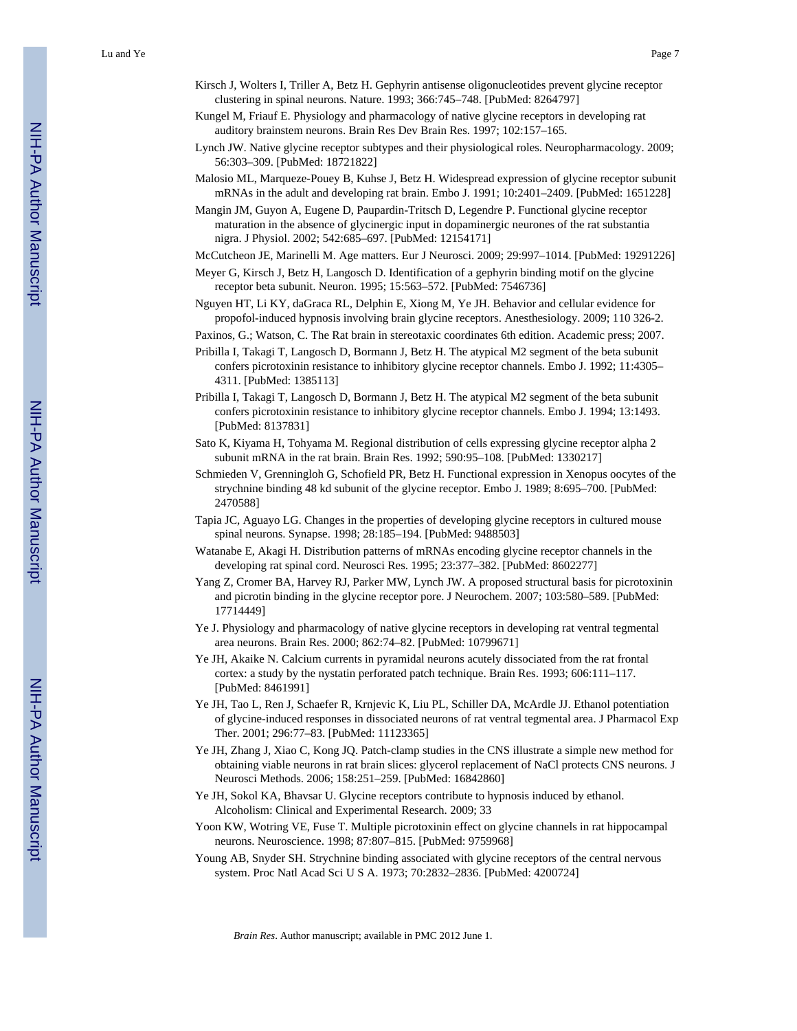Kirsch J, Wolters I, Triller A, Betz H. Gephyrin antisense oligonucleotides prevent glycine receptor clustering in spinal neurons. Nature. 1993; 366:745–748. [PubMed: 8264797]

Kungel M, Friauf E. Physiology and pharmacology of native glycine receptors in developing rat auditory brainstem neurons. Brain Res Dev Brain Res. 1997; 102:157–165.

Lynch JW. Native glycine receptor subtypes and their physiological roles. Neuropharmacology. 2009; 56:303–309. [PubMed: 18721822]

Malosio ML, Marqueze-Pouey B, Kuhse J, Betz H. Widespread expression of glycine receptor subunit mRNAs in the adult and developing rat brain. Embo J. 1991; 10:2401–2409. [PubMed: 1651228]

Mangin JM, Guyon A, Eugene D, Paupardin-Tritsch D, Legendre P. Functional glycine receptor maturation in the absence of glycinergic input in dopaminergic neurones of the rat substantia nigra. J Physiol. 2002; 542:685–697. [PubMed: 12154171]

McCutcheon JE, Marinelli M. Age matters. Eur J Neurosci. 2009; 29:997–1014. [PubMed: 19291226]

Meyer G, Kirsch J, Betz H, Langosch D. Identification of a gephyrin binding motif on the glycine receptor beta subunit. Neuron. 1995; 15:563–572. [PubMed: 7546736]

Nguyen HT, Li KY, daGraca RL, Delphin E, Xiong M, Ye JH. Behavior and cellular evidence for propofol-induced hypnosis involving brain glycine receptors. Anesthesiology. 2009; 110 326-2.

Paxinos, G.; Watson, C. The Rat brain in stereotaxic coordinates 6th edition. Academic press; 2007.

Pribilla I, Takagi T, Langosch D, Bormann J, Betz H. The atypical M2 segment of the beta subunit confers picrotoxinin resistance to inhibitory glycine receptor channels. Embo J. 1992; 11:4305–4311. [PubMed: 1385113]

Pribilla I, Takagi T, Langosch D, Bormann J, Betz H. The atypical M2 segment of the beta subunit confers picrotoxinin resistance to inhibitory glycine receptor channels. Embo J. 1994; 13:1493. [PubMed: 8137831]

Sato K, Kiyama H, Tohyama M. Regional distribution of cells expressing glycine receptor alpha 2 subunit mRNA in the rat brain. Brain Res. 1992; 590:95–108. [PubMed: 1330217]

Schmieden V, Grenningloh G, Schofield PR, Betz H. Functional expression in Xenopus oocytes of the strychnine binding 48 kd subunit of the glycine receptor. Embo J. 1989; 8:695–700. [PubMed: 2470588]

Tapia JC, Aguayo LG. Changes in the properties of developing glycine receptors in cultured mouse spinal neurons. Synapse. 1998; 28:185–194. [PubMed: 9488503]

Watanabe E, Akagi H. Distribution patterns of mRNAs encoding glycine receptor channels in the developing rat spinal cord. Neurosci Res. 1995; 23:377–382. [PubMed: 8602277]

Yang Z, Cromer BA, Harvey RJ, Parker MW, Lynch JW. A proposed structural basis for picrotoxinin and picrotin binding in the glycine receptor pore. J Neurochem. 2007; 103:580–589. [PubMed: 17714449]

Ye J. Physiology and pharmacology of native glycine receptors in developing rat ventral tegmental area neurons. Brain Res. 2000; 862:74–82. [PubMed: 10799671]

Ye JH, Akaike N. Calcium currents in pyramidal neurons acutely dissociated from the rat frontal cortex: a study by the nystatin perforated patch technique. Brain Res. 1993; 606:111–117. [PubMed: 8461991]

Ye JH, Tao L, Ren J, Schaefer R, Krnjevic K, Liu PL, Schiller DA, McArdle JJ. Ethanol potentiation of glycine-induced responses in dissociated neurons of rat ventral tegmental area. J Pharmacol Exp Ther. 2001; 296:77–83. [PubMed: 11123365]

Ye JH, Zhang J, Xiao C, Kong JQ. Patch-clamp studies in the CNS illustrate a simple new method for obtaining viable neurons in rat brain slices: glycerol replacement of NaCl protects CNS neurons. J Neurosci Methods. 2006; 158:251–259. [PubMed: 16842860]

Ye JH, Sokol KA, Bhavsar U. Glycine receptors contribute to hypnosis induced by ethanol. Alcoholism: Clinical and Experimental Research. 2009; 33

Yoon KW, Wotring VE, Fuse T. Multiple picrotoxinin effect on glycine channels in rat hippocampal neurons. Neuroscience. 1998; 87:807–815. [PubMed: 9759968]

Young AB, Snyder SH. Strychnine binding associated with glycine receptors of the central nervous system. Proc Natl Acad Sci U S A. 1973; 70:2832–2836. [PubMed: 4200724]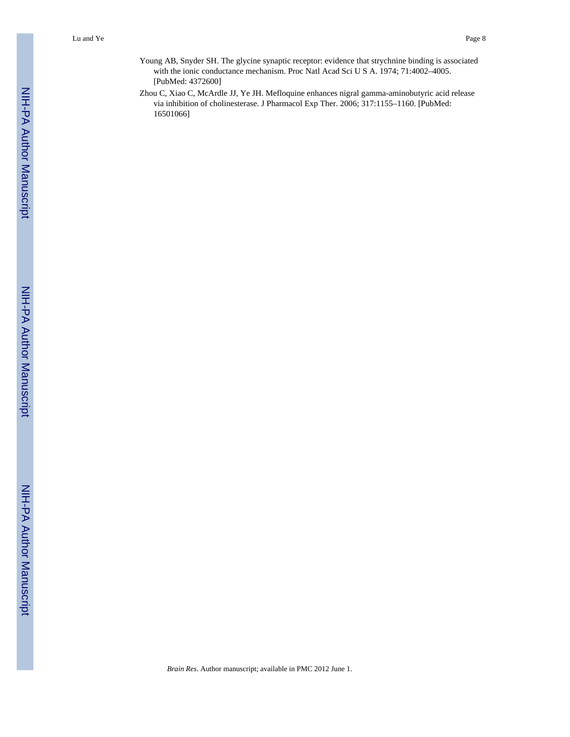Young AB, Snyder SH. The glycine synaptic receptor: evidence that strychnine binding is associated with the ionic conductance mechanism. Proc Natl Acad Sci U S A. 1974; 71:4002–4005. [PubMed: 4372600]

Zhou C, Xiao C, McArdle JJ, Ye JH. Mefloquine enhances nigral gamma-aminobutyric acid release via inhibition of cholinesterase. J Pharmacol Exp Ther. 2006; 317:1155–1160. [PubMed: 16501066]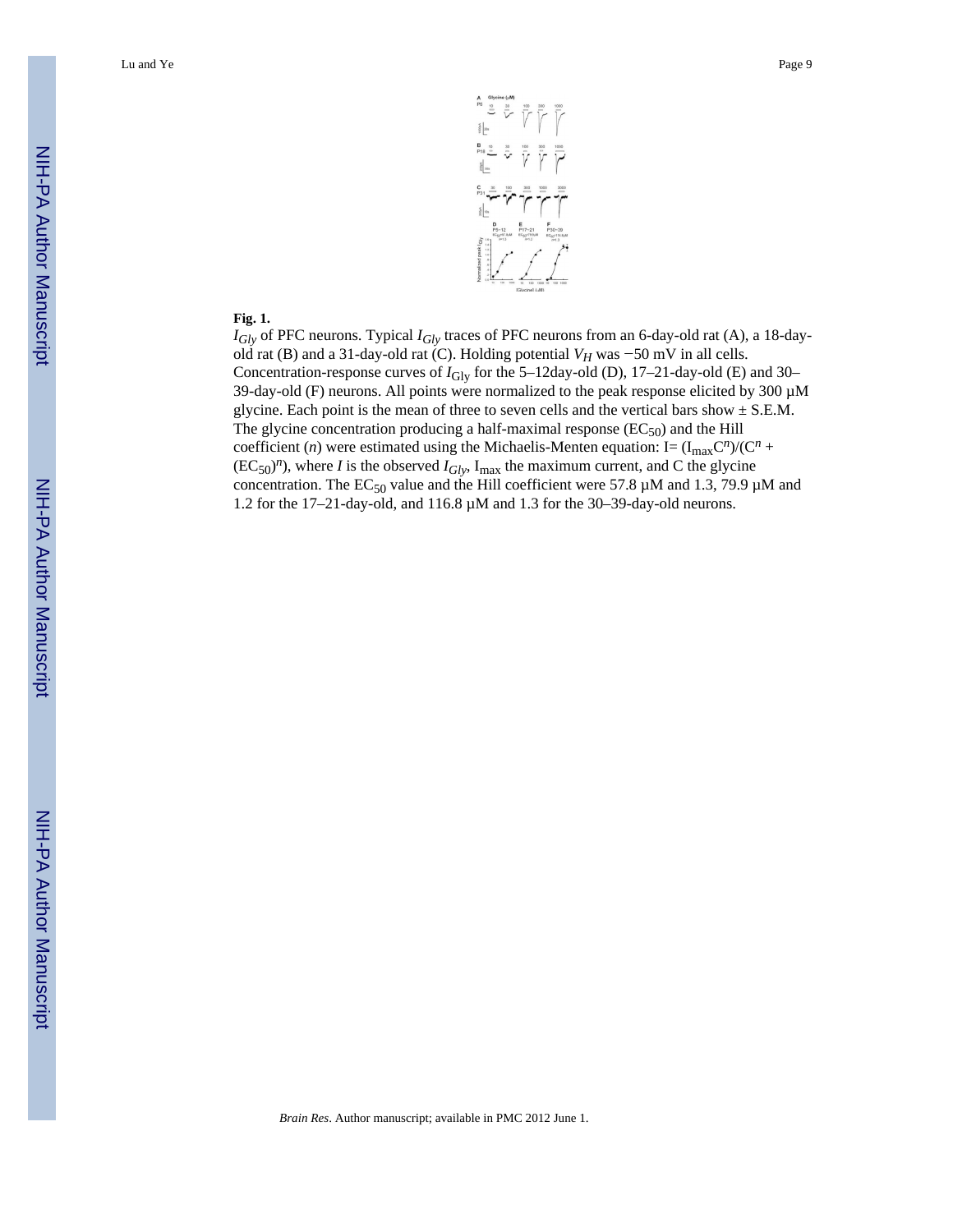**Fig. 1.**

$I_{Gly}$ of PFC neurons. Typical $I_{Gly}$ traces of PFC neurons from an 6-day-old rat (A), a 18-day-old rat (B) and a 31-day-old rat (C). Holding potential $V_H$ was −50 mV in all cells. Concentration-response curves of $I_{\mathrm{Gly}}$ for the 5–12day-old (D), 17–21-day-old (E) and 30–39-day-old (F) neurons. All points were normalized to the peak response elicited by 300 μM glycine. Each point is the mean of three to seven cells and the vertical bars show ± S.E.M. The glycine concentration producing a half-maximal response ($EC_{50}$) and the Hill coefficient ($n$) were estimated using the Michaelis-Menten equation: $I= (I_{max}C^n)/(C^n + (EC_{50})^n)$, where $I$ is the observed $I_{Gly}$, $I_{max}$ the maximum current, and C the glycine concentration. The $EC_{50}$ value and the Hill coefficient were 57.8 μM and 1.3, 79.9 μM and 1.2 for the 17–21-day-old, and 116.8 μM and 1.3 for the 30–39-day-old neurons.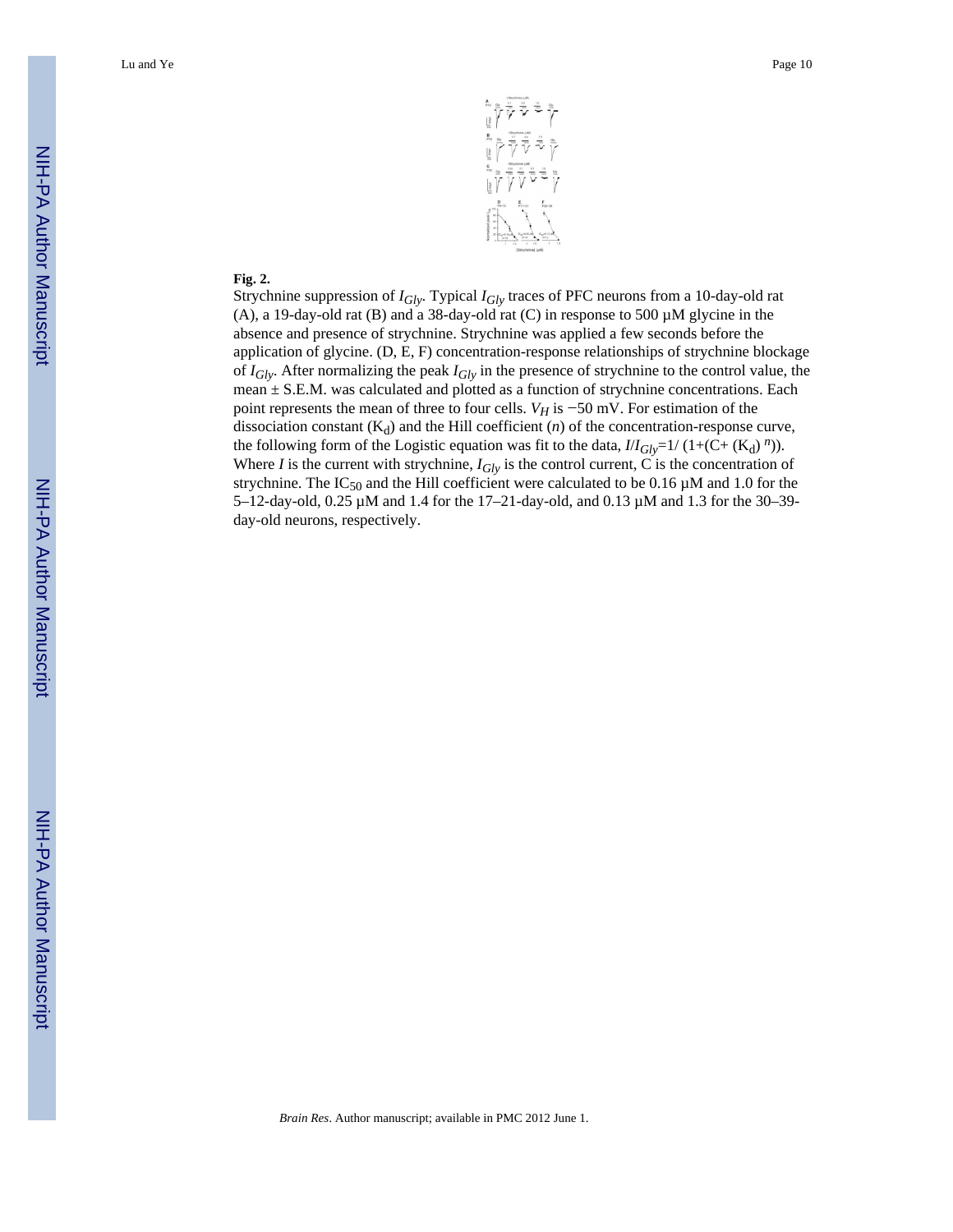**Fig. 2.**

Strychnine suppression of $I_{Gly}$. Typical $I_{Gly}$ traces of PFC neurons from a 10-day-old rat (A), a 19-day-old rat (B) and a 38-day-old rat (C) in response to 500 μM glycine in the absence and presence of strychnine. Strychnine was applied a few seconds before the application of glycine. (D, E, F) concentration-response relationships of strychnine blockage of $I_{Gly}$. After normalizing the peak $I_{Gly}$ in the presence of strychnine to the control value, the mean ± S.E.M. was calculated and plotted as a function of strychnine concentrations. Each point represents the mean of three to four cells. $V_H$ is −50 mV. For estimation of the dissociation constant ($K_d$) and the Hill coefficient ($n$) of the concentration-response curve, the following form of the Logistic equation was fit to the data, $I/I_{Gly}=1/(1+(C+(K_d)^n))$. Where $I$ is the current with strychnine, $I_{Gly}$ is the control current, C is the concentration of strychnine. The $IC_{50}$ and the Hill coefficient were calculated to be 0.16 μM and 1.0 for the 5–12-day-old, 0.25 μM and 1.4 for the 17–21-day-old, and 0.13 μM and 1.3 for the 30–39-day-old neurons, respectively.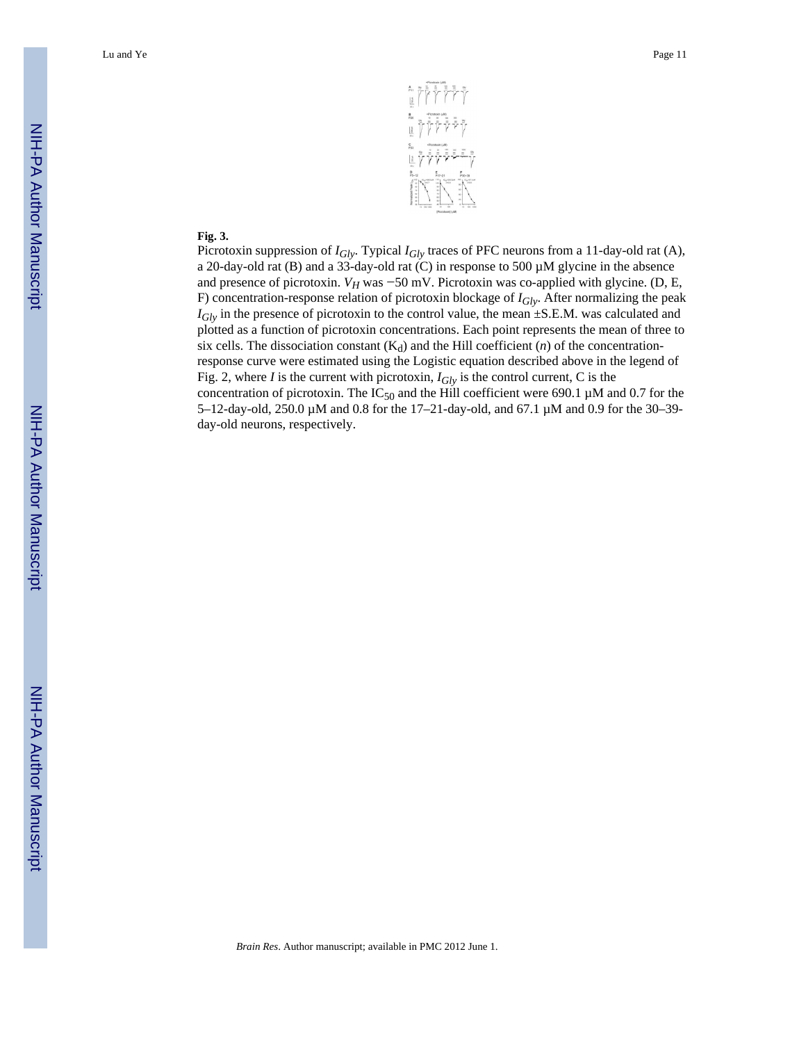**Fig. 3.**

Picrotoxin suppression of $I_{Gly}$. Typical $I_{Gly}$ traces of PFC neurons from a 11-day-old rat (A), a 20-day-old rat (B) and a 33-day-old rat (C) in response to 500 μM glycine in the absence and presence of picrotoxin. $V_H$ was −50 mV. Picrotoxin was co-applied with glycine. (D, E, F) concentration-response relation of picrotoxin blockage of $I_{Gly}$. After normalizing the peak $I_{Gly}$ in the presence of picrotoxin to the control value, the mean ±S.E.M. was calculated and plotted as a function of picrotoxin concentrations. Each point represents the mean of three to six cells. The dissociation constant ($K_d$) and the Hill coefficient ($n$) of the concentration-response curve were estimated using the Logistic equation described above in the legend of Fig. 2, where $I$ is the current with picrotoxin, $I_{Gly}$ is the control current, C is the concentration of picrotoxin. The $IC_{50}$ and the Hill coefficient were 690.1 μM and 0.7 for the 5–12-day-old, 250.0 μM and 0.8 for the 17–21-day-old, and 67.1 μM and 0.9 for the 30–39-day-old neurons, respectively.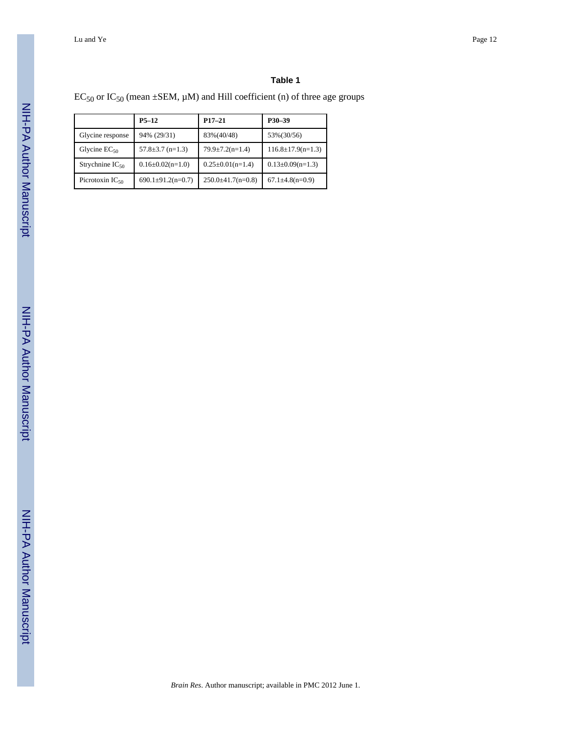**Table 1**

$EC_{50}$ or $IC_{50}$ (mean ±SEM, μM) and Hill coefficient (n) of three age groups

| | P5–12 | P17–21 | P30–39 |
|---|---|---|---|
| Glycine response | 94% (29/31) | 83%(40/48) | 53%(30/56) |
| Glycine $EC_{50}$ | 57.8±3.7 (n=1.3) | 79.9±7.2(n=1.4) | 116.8±17.9(n=1.3) |
| Strychnine $IC_{50}$ | 0.16±0.02(n=1.0) | 0.25±0.01(n=1.4) | 0.13±0.09(n=1.3) |
| Picrotoxin $IC_{50}$ | 690.1±91.2(n=0.7) | 250.0±41.7(n=0.8) | 67.1±4.8(n=0.9) |